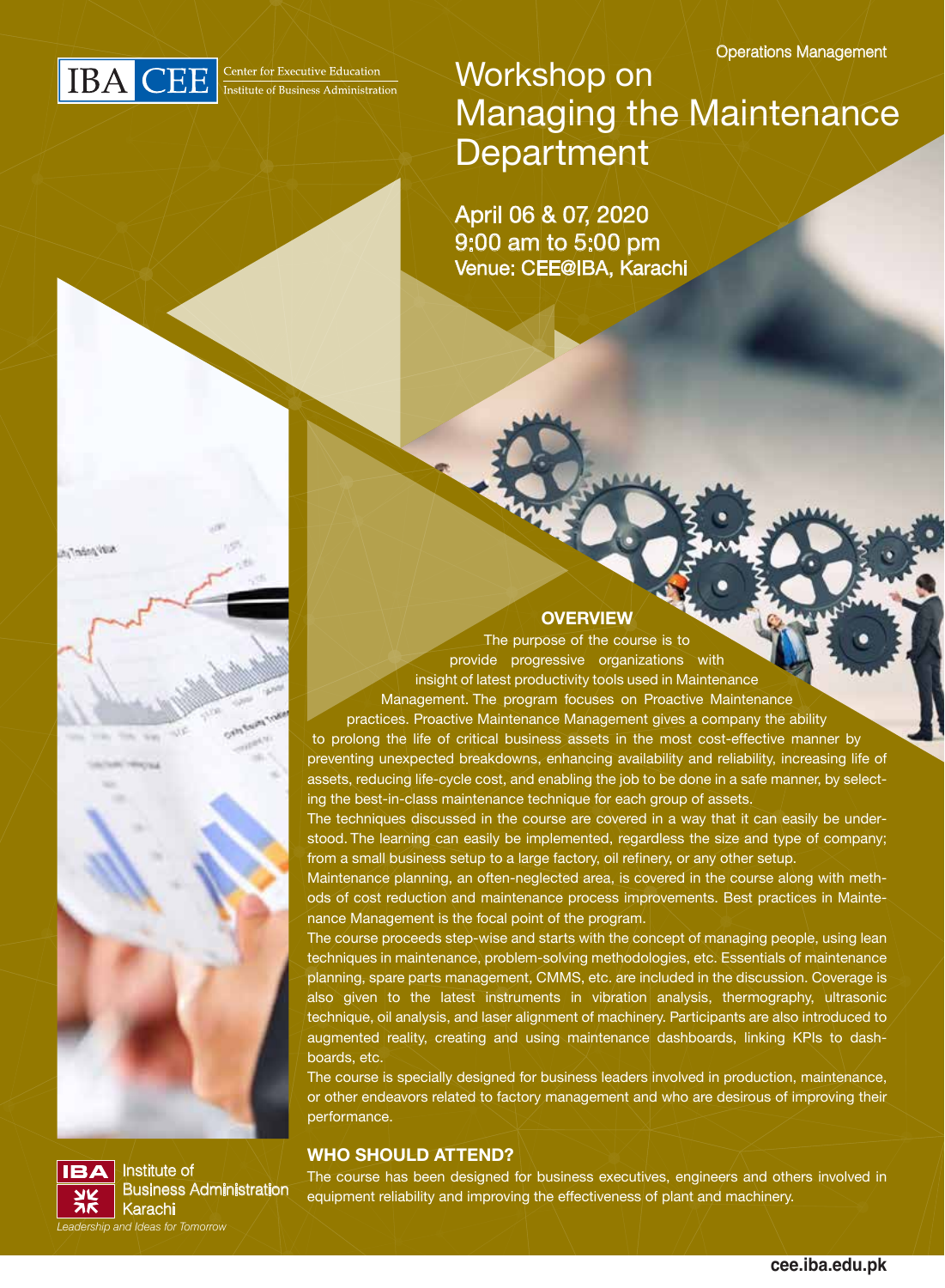IBA CEE Center for Executive Education Institute of Business Administration

Operations Management

# Workshop on Managing the Maintenance Department

April 06 & 07, 2020
9:00 am to 5:00 pm
Venue: CEE@IBA, Karachi

## OVERVIEW

The purpose of the course is to provide progressive organizations with insight of latest productivity tools used in Maintenance Management. The program focuses on Proactive Maintenance practices. Proactive Maintenance Management gives a company the ability to prolong the life of critical business assets in the most cost-effective manner by preventing unexpected breakdowns, enhancing availability and reliability, increasing life of assets, reducing life-cycle cost, and enabling the job to be done in a safe manner, by selecting the best-in-class maintenance technique for each group of assets.

The techniques discussed in the course are covered in a way that it can easily be understood. The learning can easily be implemented, regardless the size and type of company; from a small business setup to a large factory, oil refinery, or any other setup.

Maintenance planning, an often-neglected area, is covered in the course along with methods of cost reduction and maintenance process improvements. Best practices in Maintenance Management is the focal point of the program.

The course proceeds step-wise and starts with the concept of managing people, using lean techniques in maintenance, problem-solving methodologies, etc. Essentials of maintenance planning, spare parts management, CMMS, etc. are included in the discussion. Coverage is also given to the latest instruments in vibration analysis, thermography, ultrasonic technique, oil analysis, and laser alignment of machinery. Participants are also introduced to augmented reality, creating and using maintenance dashboards, linking KPIs to dashboards, etc.

The course is specially designed for business leaders involved in production, maintenance, or other endeavors related to factory management and who are desirous of improving their performance.

## WHO SHOULD ATTEND?

The course has been designed for business executives, engineers and others involved in equipment reliability and improving the effectiveness of plant and machinery.

IBA Institute of Business Administration Karachi
*Leadership and Ideas for Tomorrow*

cee.iba.edu.pk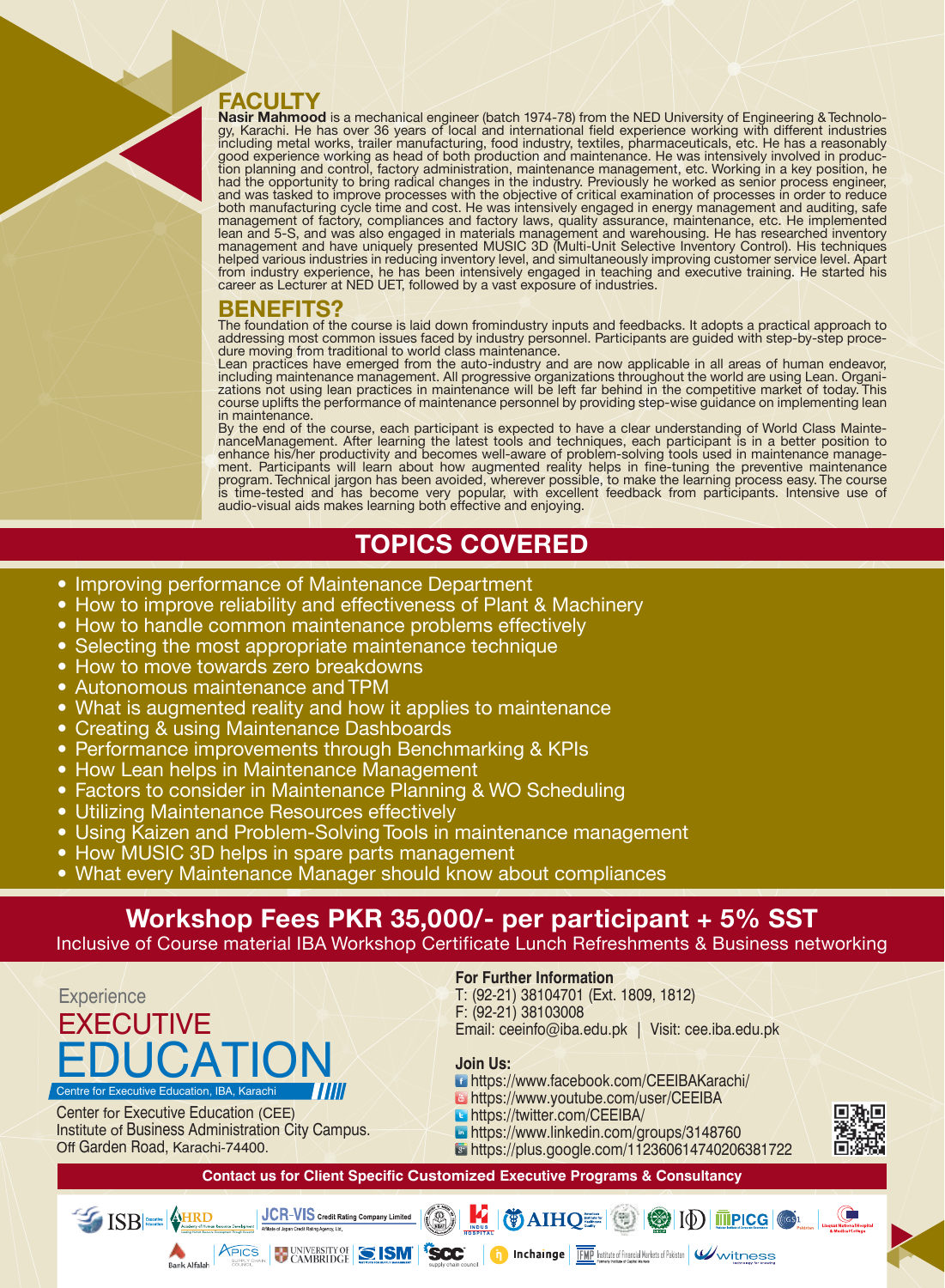## FACULTY

**Nasir Mahmood** is a mechanical engineer (batch 1974-78) from the NED University of Engineering & Technology, Karachi. He has over 36 years of local and international field experience working with different industries including metal works, trailer manufacturing, food industry, textiles, pharmaceuticals, etc. He has a reasonably good experience working as head of both production and maintenance. He was intensively involved in production planning and control, factory administration, maintenance management, etc. Working in a key position, he had the opportunity to bring radical changes in the industry. Previously he worked as senior process engineer, and was tasked to improve processes with the objective of critical examination of processes in order to reduce both manufacturing cycle time and cost. He was intensively engaged in energy management and auditing, safe management of factory, compliances and factory laws, quality assurance, maintenance, etc. He implemented lean and 5-S, and was also engaged in materials management and warehousing. He has researched inventory management and have uniquely presented MUSIC 3D (Multi-Unit Selective Inventory Control). His techniques helped various industries in reducing inventory level, and simultaneously improving customer service level. Apart from industry experience, he has been intensively engaged in teaching and executive training. He started his career as Lecturer at NED UET, followed by a vast exposure of industries.

## BENEFITS?

The foundation of the course is laid down fromindustry inputs and feedbacks. It adopts a practical approach to addressing most common issues faced by industry personnel. Participants are guided with step-by-step procedure moving from traditional to world class maintenance.

Lean practices have emerged from the auto-industry and are now applicable in all areas of human endeavor, including maintenance management. All progressive organizations throughout the world are using Lean. Organizations not using lean practices in maintenance will be left far behind in the competitive market of today. This course uplifts the performance of maintenance personnel by providing step-wise guidance on implementing lean in maintenance.

By the end of the course, each participant is expected to have a clear understanding of World Class MaintenanceManagement. After learning the latest tools and techniques, each participant is in a better position to enhance his/her productivity and becomes well-aware of problem-solving tools used in maintenance management. Participants will learn about how augmented reality helps in fine-tuning the preventive maintenance program. Technical jargon has been avoided, wherever possible, to make the learning process easy. The course is time-tested and has become very popular, with excellent feedback from participants. Intensive use of audio-visual aids makes learning both effective and enjoying.

## TOPICS COVERED

- Improving performance of Maintenance Department
- How to improve reliability and effectiveness of Plant & Machinery
- How to handle common maintenance problems effectively
- Selecting the most appropriate maintenance technique
- How to move towards zero breakdowns
- Autonomous maintenance and TPM
- What is augmented reality and how it applies to maintenance
- Creating & using Maintenance Dashboards
- Performance improvements through Benchmarking & KPIs
- How Lean helps in Maintenance Management
- Factors to consider in Maintenance Planning & WO Scheduling
- Utilizing Maintenance Resources effectively
- Using Kaizen and Problem-Solving Tools in maintenance management
- How MUSIC 3D helps in spare parts management
- What every Maintenance Manager should know about compliances

## Workshop Fees PKR 35,000/- per participant + 5% SST

Inclusive of Course material IBA Workshop Certificate Lunch Refreshments & Business networking

Experience
EXECUTIVE
EDUCATION
Centre for Executive Education, IBA, Karachi

Center for Executive Education (CEE)
Institute of Business Administration City Campus.
Off Garden Road, Karachi-74400.

**For Further Information**
T: (92-21) 38104701 (Ext. 1809, 1812)
F: (92-21) 38103008
Email: ceeinfo@iba.edu.pk | Visit: cee.iba.edu.pk

**Join Us:**
https://www.facebook.com/CEEIBAKarachi/
https://www.youtube.com/user/CEEIBA
https://twitter.com/CEEIBA/
https://www.linkedin.com/groups/3148760
https://plus.google.com/112360614740206381722

**Contact us for Client Specific Customized Executive Programs & Consultancy**